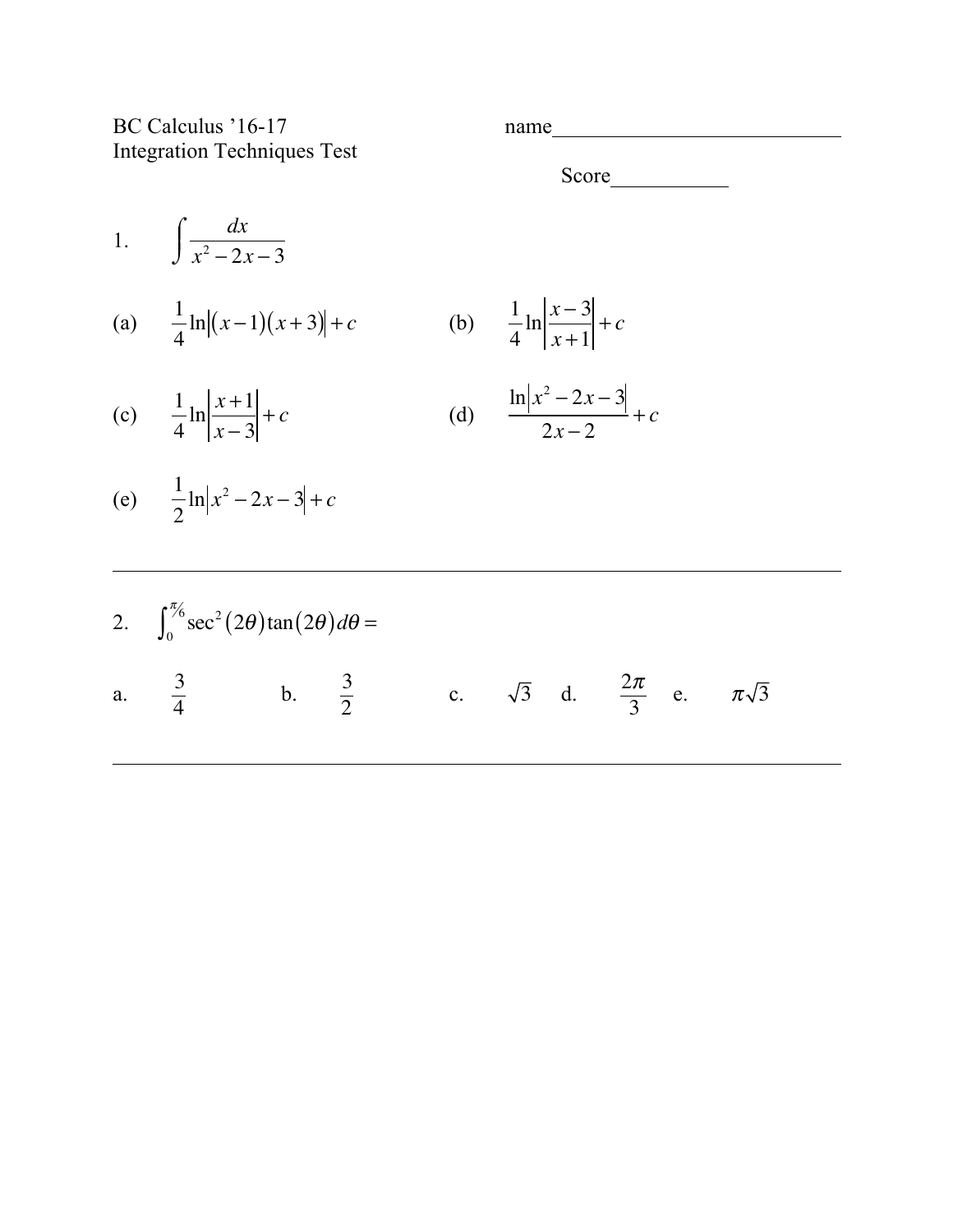BC Calculus ’16-17 name___________________________

Integration Techniques Test

Score___________

1. $\displaystyle\int \frac{dx}{x^2-2x-3}$

(a) $\frac{1}{4}\ln\left|(x-1)(x+3)\right|+c$

(b) $\frac{1}{4}\ln\left|\frac{x-3}{x+1}\right|+c$

(c) $\frac{1}{4}\ln\left|\frac{x+1}{x-3}\right|+c$

(d) $\frac{\ln\left|x^2-2x-3\right|}{2x-2}+c$

(e) $\frac{1}{2}\ln\left|x^2-2x-3\right|+c$

---

2. $\displaystyle\int_0^{\pi/6} \sec^2(2\theta)\tan(2\theta)\,d\theta =$

a. $\frac{3}{4}$ b. $\frac{3}{2}$ c. $\sqrt{3}$ d. $\frac{2\pi}{3}$ e. $\pi\sqrt{3}$

---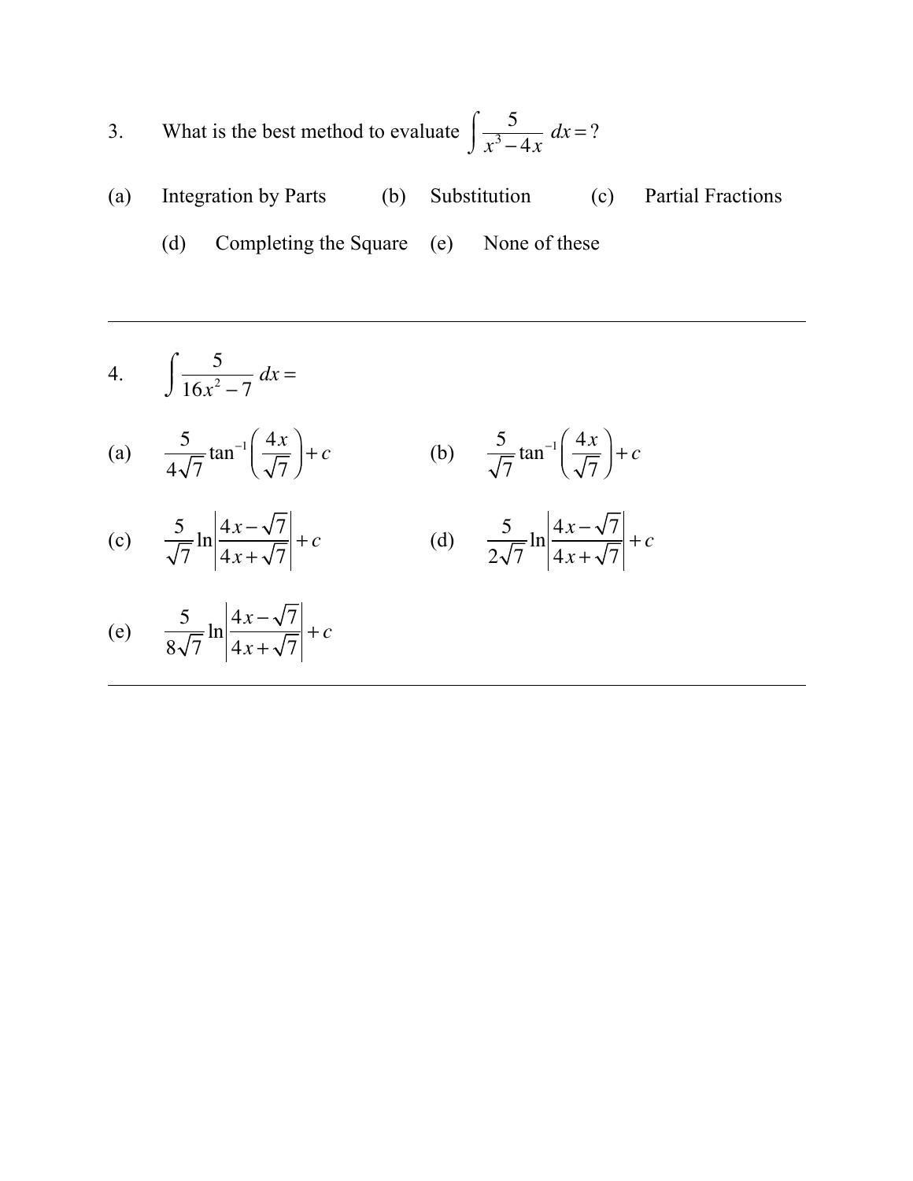3. What is the best method to evaluate $\int \frac{5}{x^3 - 4x}\, dx = ?$

(a) Integration by Parts (b) Substitution (c) Partial Fractions

(d) Completing the Square (e) None of these

---

4. $\int \frac{5}{16x^2 - 7}\, dx =$

(a) $\frac{5}{4\sqrt{7}} \tan^{-1}\left(\frac{4x}{\sqrt{7}}\right) + c$

(b) $\frac{5}{\sqrt{7}} \tan^{-1}\left(\frac{4x}{\sqrt{7}}\right) + c$

(c) $\frac{5}{\sqrt{7}} \ln\left|\frac{4x - \sqrt{7}}{4x + \sqrt{7}}\right| + c$

(d) $\frac{5}{2\sqrt{7}} \ln\left|\frac{4x - \sqrt{7}}{4x + \sqrt{7}}\right| + c$

(e) $\frac{5}{8\sqrt{7}} \ln\left|\frac{4x - \sqrt{7}}{4x + \sqrt{7}}\right| + c$

---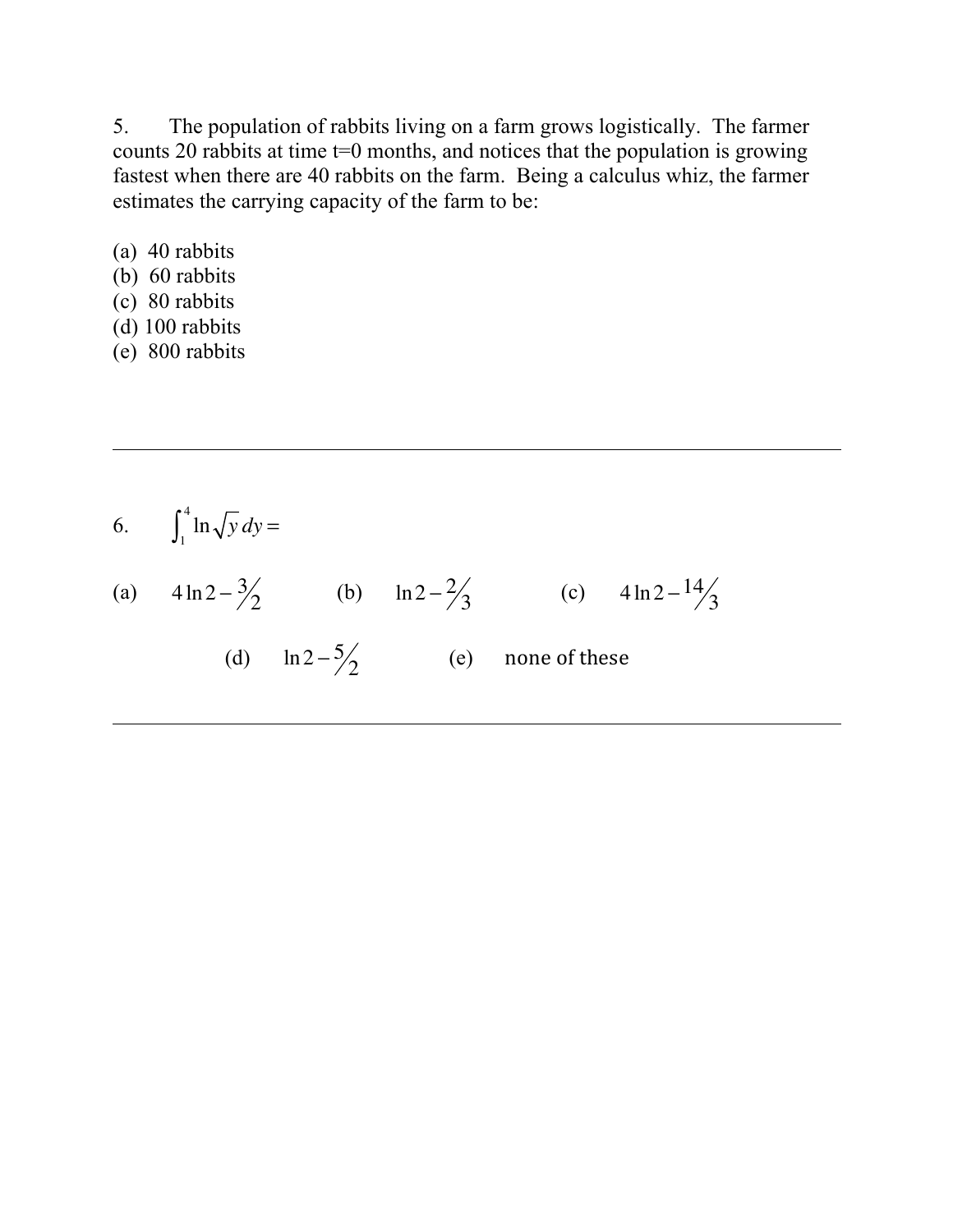5. The population of rabbits living on a farm grows logistically. The farmer counts 20 rabbits at time t=0 months, and notices that the population is growing fastest when there are 40 rabbits on the farm. Being a calculus whiz, the farmer estimates the carrying capacity of the farm to be:

(a) 40 rabbits
(b) 60 rabbits
(c) 80 rabbits
(d) 100 rabbits
(e) 800 rabbits

---

6. $\int_1^4 \ln\sqrt{y}\, dy =$

(a) $4\ln 2 - 3/2$ (b) $\ln 2 - 2/3$ (c) $4\ln 2 - 14/3$

(d) $\ln 2 - 5/2$ (e) none of these

---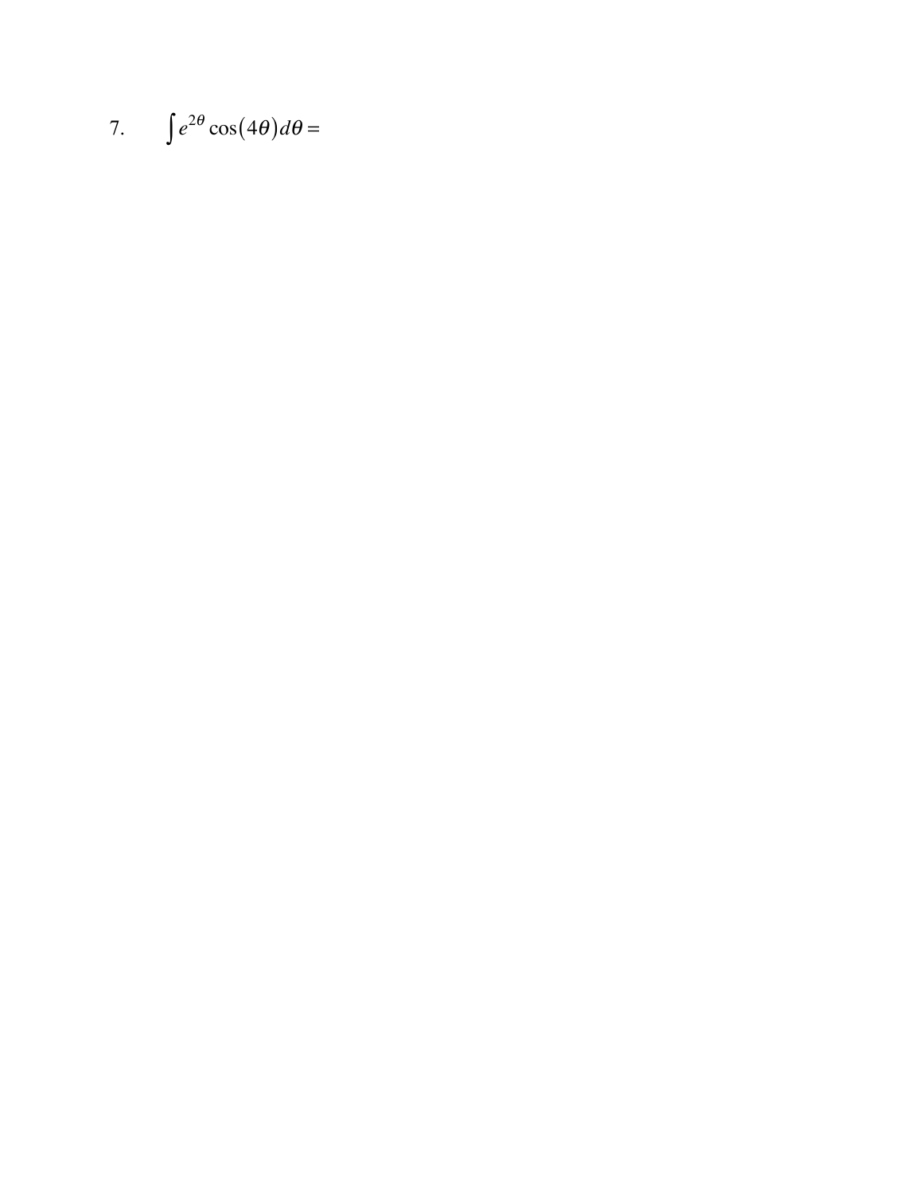7. $\int e^{2\theta} \cos(4\theta) d\theta =$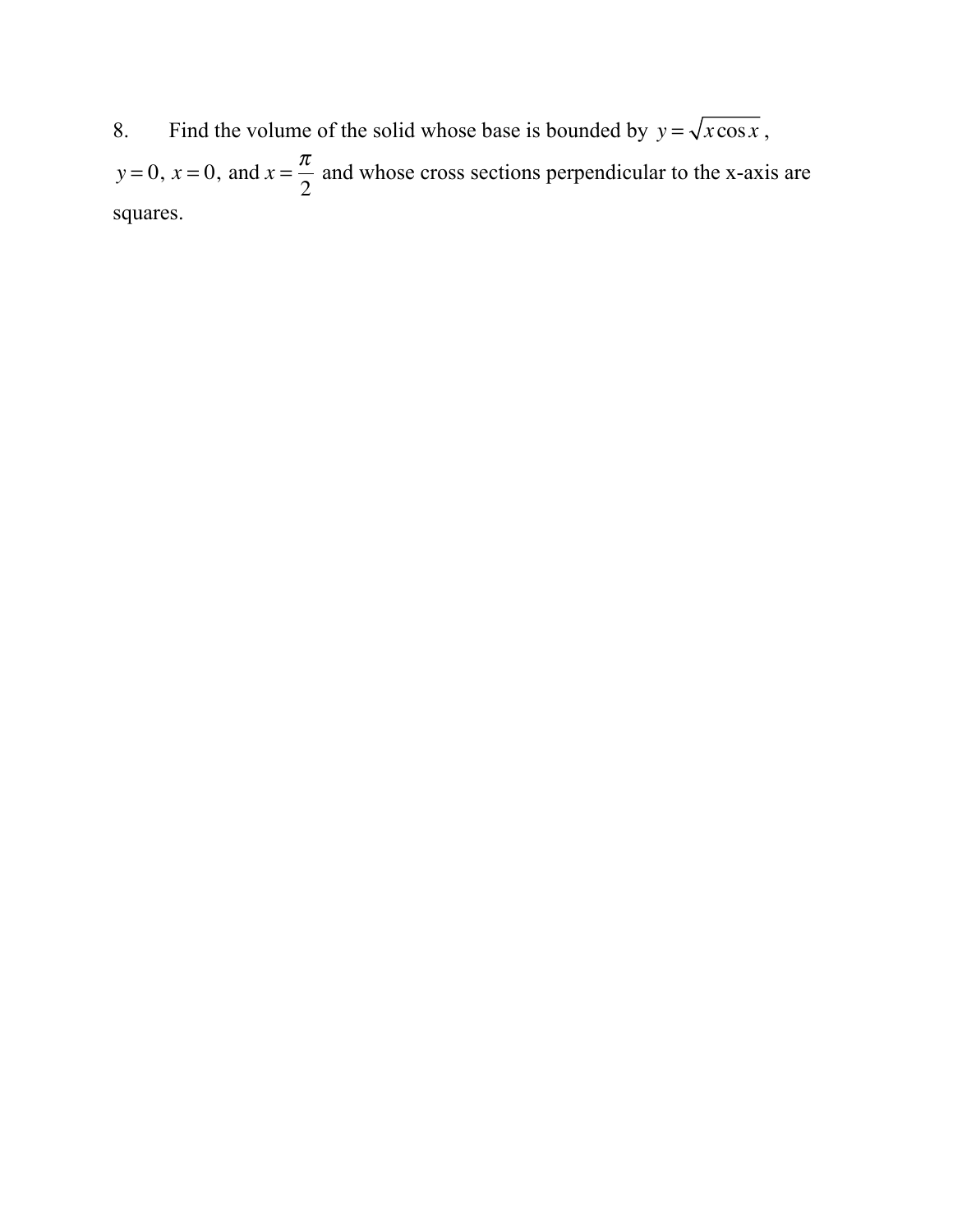8. Find the volume of the solid whose base is bounded by $y = \sqrt{x \cos x}$, $y = 0$, $x = 0$, and $x = \frac{\pi}{2}$ and whose cross sections perpendicular to the x-axis are squares.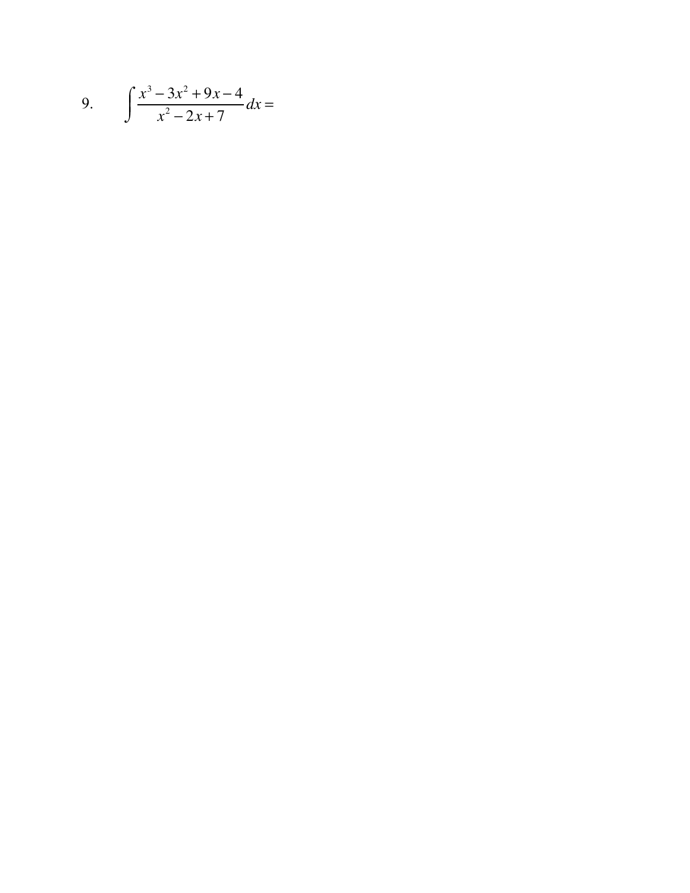9. $\displaystyle\int \frac{x^3 - 3x^2 + 9x - 4}{x^2 - 2x + 7}\,dx =$